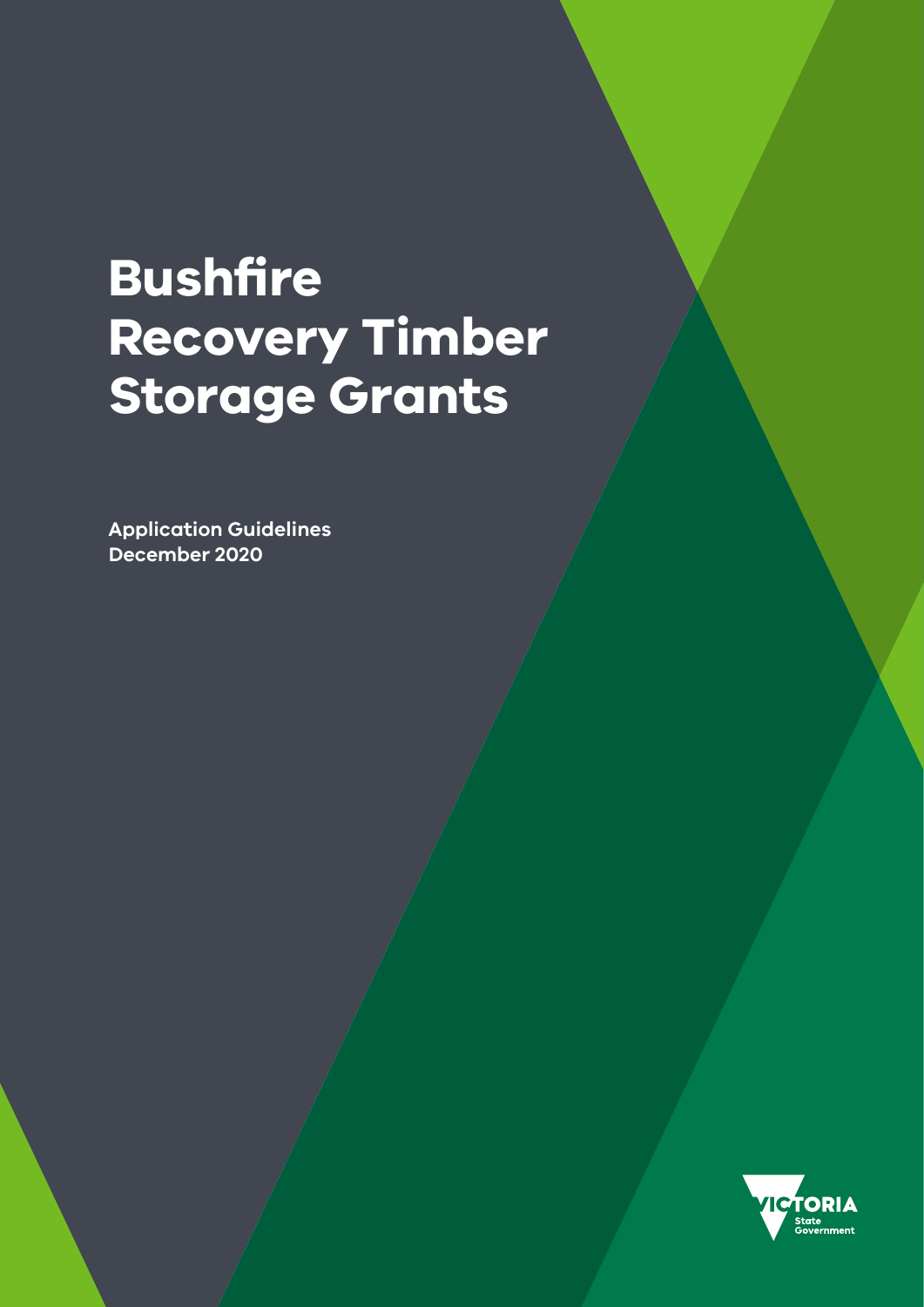# Bushfire Recovery Timber Storage Grants

**Application Guidelines**
**December 2020**

VICTORIA State Government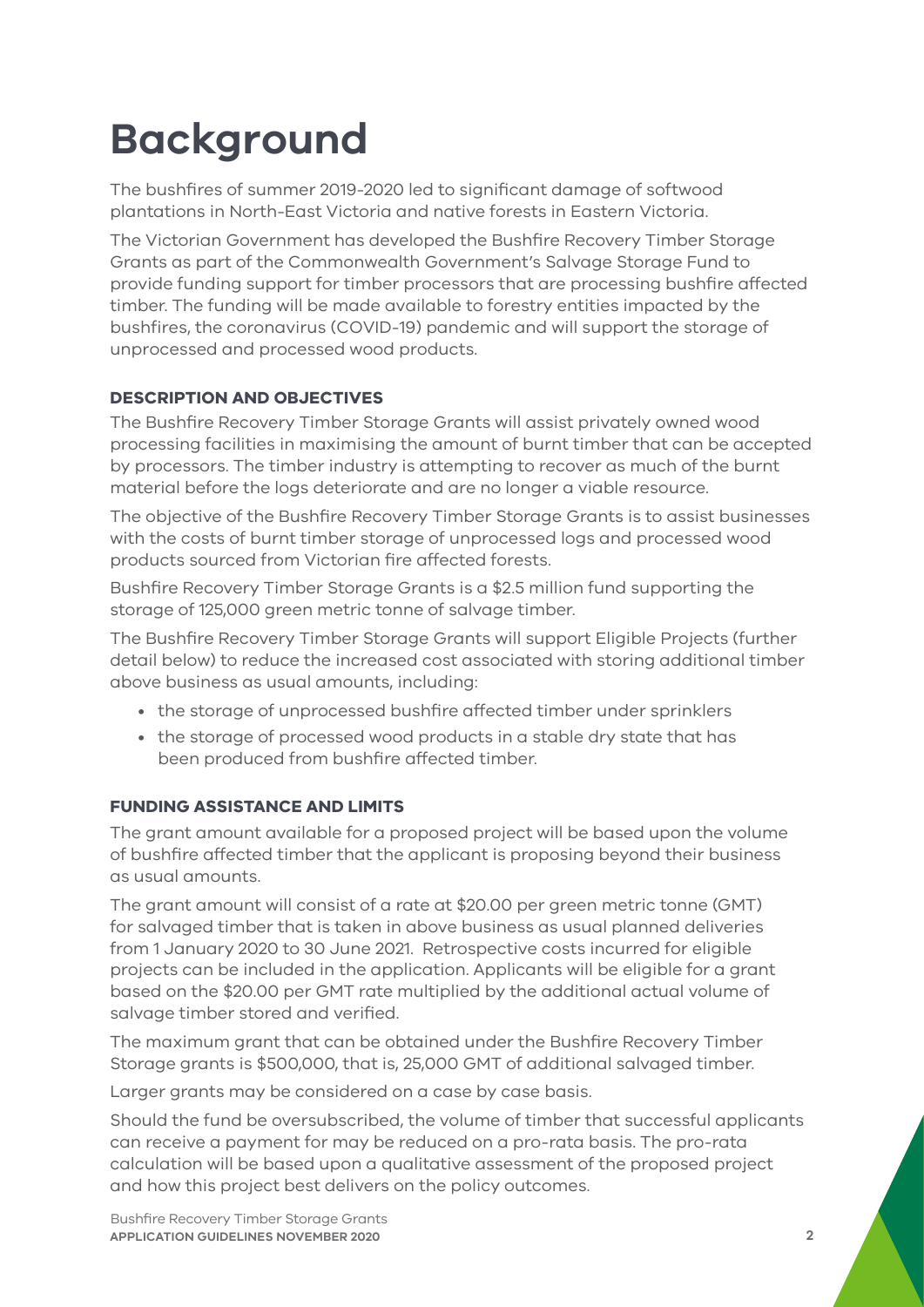# Background

The bushfires of summer 2019-2020 led to significant damage of softwood plantations in North-East Victoria and native forests in Eastern Victoria.

The Victorian Government has developed the Bushfire Recovery Timber Storage Grants as part of the Commonwealth Government's Salvage Storage Fund to provide funding support for timber processors that are processing bushfire affected timber. The funding will be made available to forestry entities impacted by the bushfires, the coronavirus (COVID-19) pandemic and will support the storage of unprocessed and processed wood products.

### DESCRIPTION AND OBJECTIVES

The Bushfire Recovery Timber Storage Grants will assist privately owned wood processing facilities in maximising the amount of burnt timber that can be accepted by processors. The timber industry is attempting to recover as much of the burnt material before the logs deteriorate and are no longer a viable resource.

The objective of the Bushfire Recovery Timber Storage Grants is to assist businesses with the costs of burnt timber storage of unprocessed logs and processed wood products sourced from Victorian fire affected forests.

Bushfire Recovery Timber Storage Grants is a $2.5 million fund supporting the storage of 125,000 green metric tonne of salvage timber.

The Bushfire Recovery Timber Storage Grants will support Eligible Projects (further detail below) to reduce the increased cost associated with storing additional timber above business as usual amounts, including:

- the storage of unprocessed bushfire affected timber under sprinklers
- the storage of processed wood products in a stable dry state that has been produced from bushfire affected timber.

### FUNDING ASSISTANCE AND LIMITS

The grant amount available for a proposed project will be based upon the volume of bushfire affected timber that the applicant is proposing beyond their business as usual amounts.

The grant amount will consist of a rate at $20.00 per green metric tonne (GMT) for salvaged timber that is taken in above business as usual planned deliveries from 1 January 2020 to 30 June 2021. Retrospective costs incurred for eligible projects can be included in the application. Applicants will be eligible for a grant based on the $20.00 per GMT rate multiplied by the additional actual volume of salvage timber stored and verified.

The maximum grant that can be obtained under the Bushfire Recovery Timber Storage grants is $500,000, that is, 25,000 GMT of additional salvaged timber.

Larger grants may be considered on a case by case basis.

Should the fund be oversubscribed, the volume of timber that successful applicants can receive a payment for may be reduced on a pro-rata basis. The pro-rata calculation will be based upon a qualitative assessment of the proposed project and how this project best delivers on the policy outcomes.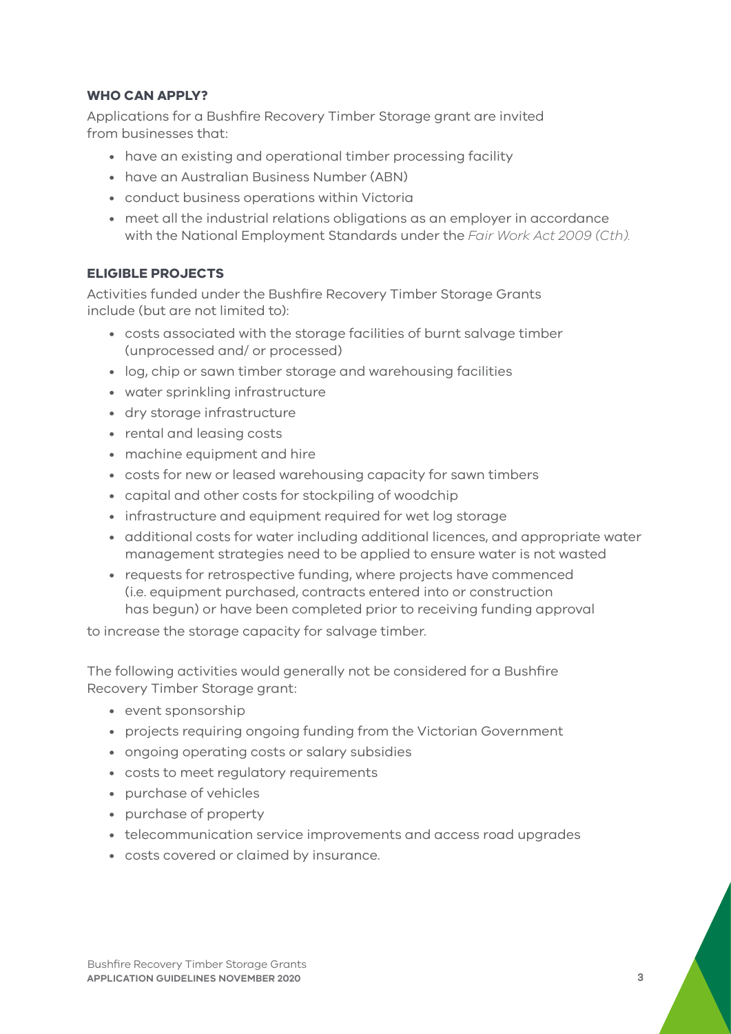## WHO CAN APPLY?

Applications for a Bushfire Recovery Timber Storage grant are invited from businesses that:

- have an existing and operational timber processing facility
- have an Australian Business Number (ABN)
- conduct business operations within Victoria
- meet all the industrial relations obligations as an employer in accordance with the National Employment Standards under the *Fair Work Act 2009 (Cth).*

## ELIGIBLE PROJECTS

Activities funded under the Bushfire Recovery Timber Storage Grants include (but are not limited to):

- costs associated with the storage facilities of burnt salvage timber (unprocessed and/ or processed)
- log, chip or sawn timber storage and warehousing facilities
- water sprinkling infrastructure
- dry storage infrastructure
- rental and leasing costs
- machine equipment and hire
- costs for new or leased warehousing capacity for sawn timbers
- capital and other costs for stockpiling of woodchip
- infrastructure and equipment required for wet log storage
- additional costs for water including additional licences, and appropriate water management strategies need to be applied to ensure water is not wasted
- requests for retrospective funding, where projects have commenced (i.e. equipment purchased, contracts entered into or construction has begun) or have been completed prior to receiving funding approval

to increase the storage capacity for salvage timber.

The following activities would generally not be considered for a Bushfire Recovery Timber Storage grant:

- event sponsorship
- projects requiring ongoing funding from the Victorian Government
- ongoing operating costs or salary subsidies
- costs to meet regulatory requirements
- purchase of vehicles
- purchase of property
- telecommunication service improvements and access road upgrades
- costs covered or claimed by insurance.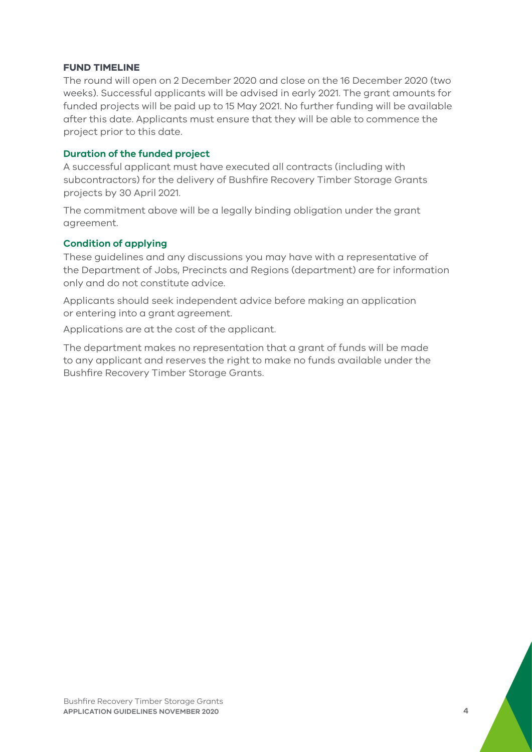## FUND TIMELINE

The round will open on 2 December 2020 and close on the 16 December 2020 (two weeks). Successful applicants will be advised in early 2021. The grant amounts for funded projects will be paid up to 15 May 2021. No further funding will be available after this date. Applicants must ensure that they will be able to commence the project prior to this date.

### Duration of the funded project

A successful applicant must have executed all contracts (including with subcontractors) for the delivery of Bushfire Recovery Timber Storage Grants projects by 30 April 2021.

The commitment above will be a legally binding obligation under the grant agreement.

### Condition of applying

These guidelines and any discussions you may have with a representative of the Department of Jobs, Precincts and Regions (department) are for information only and do not constitute advice.

Applicants should seek independent advice before making an application or entering into a grant agreement.

Applications are at the cost of the applicant.

The department makes no representation that a grant of funds will be made to any applicant and reserves the right to make no funds available under the Bushfire Recovery Timber Storage Grants.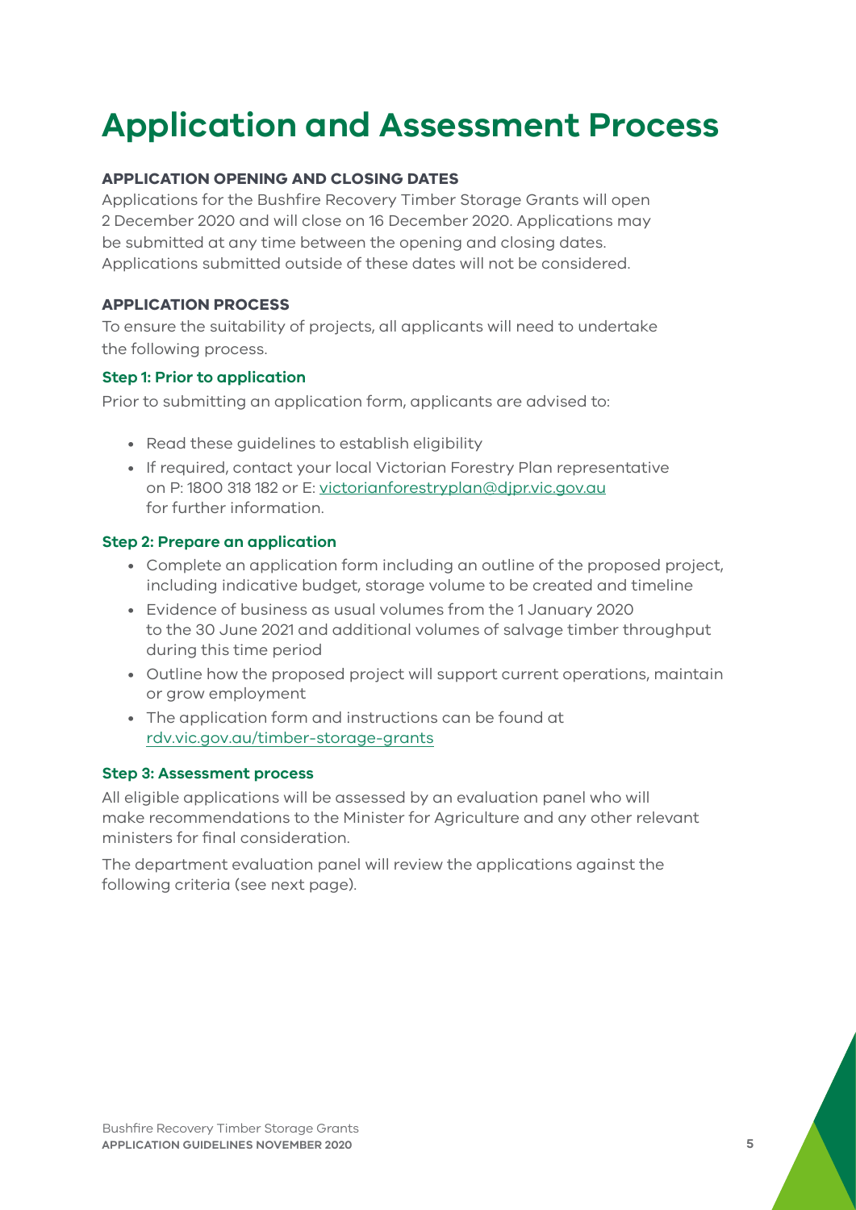# Application and Assessment Process

## APPLICATION OPENING AND CLOSING DATES

Applications for the Bushfire Recovery Timber Storage Grants will open 2 December 2020 and will close on 16 December 2020. Applications may be submitted at any time between the opening and closing dates. Applications submitted outside of these dates will not be considered.

## APPLICATION PROCESS

To ensure the suitability of projects, all applicants will need to undertake the following process.

### Step 1: Prior to application

Prior to submitting an application form, applicants are advised to:

- Read these guidelines to establish eligibility
- If required, contact your local Victorian Forestry Plan representative on P: 1800 318 182 or E: victorianforestryplan@djpr.vic.gov.au for further information.

### Step 2: Prepare an application

- Complete an application form including an outline of the proposed project, including indicative budget, storage volume to be created and timeline
- Evidence of business as usual volumes from the 1 January 2020 to the 30 June 2021 and additional volumes of salvage timber throughput during this time period
- Outline how the proposed project will support current operations, maintain or grow employment
- The application form and instructions can be found at rdv.vic.gov.au/timber-storage-grants

### Step 3: Assessment process

All eligible applications will be assessed by an evaluation panel who will make recommendations to the Minister for Agriculture and any other relevant ministers for final consideration.

The department evaluation panel will review the applications against the following criteria (see next page).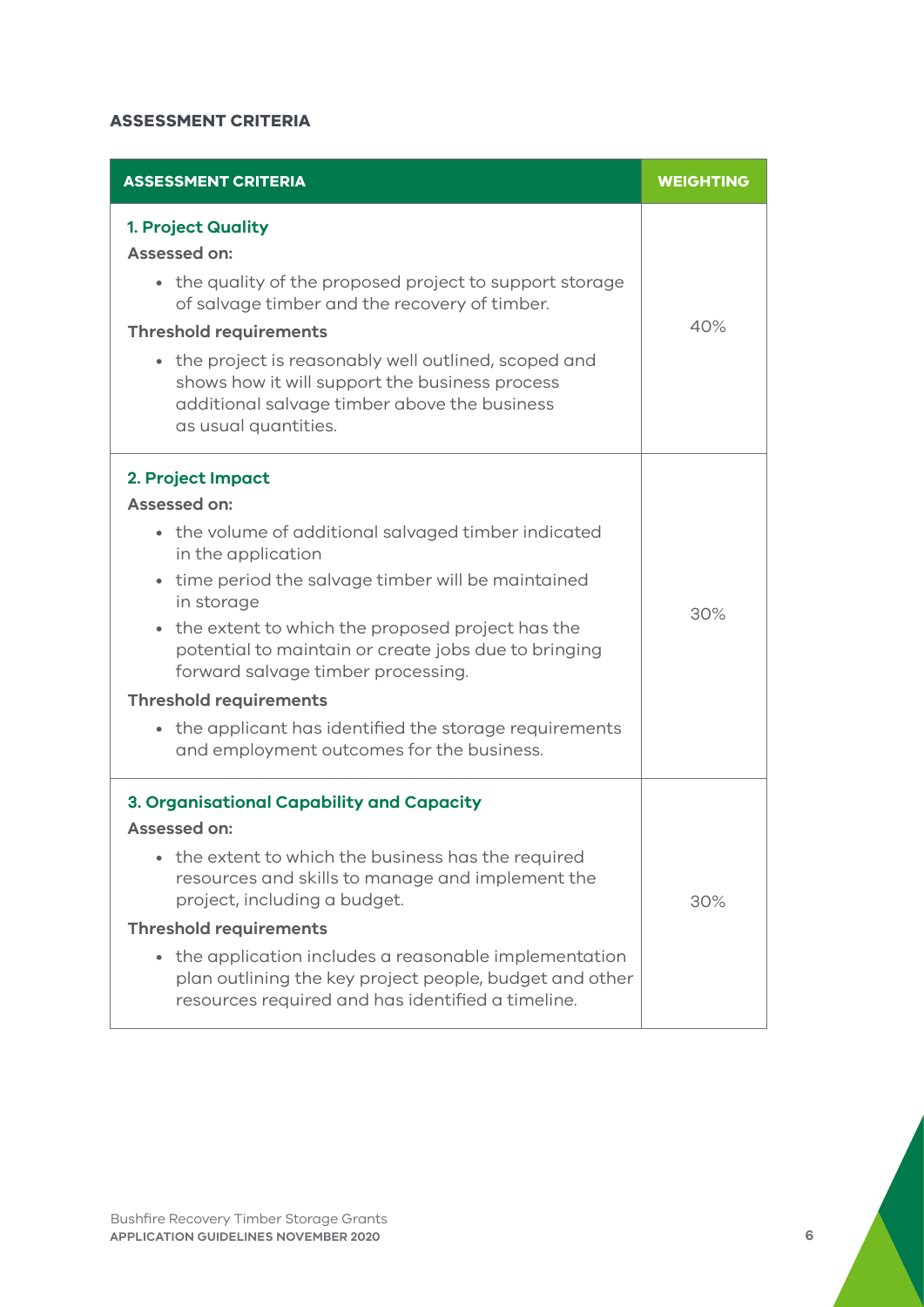## ASSESSMENT CRITERIA

| ASSESSMENT CRITERIA | WEIGHTING |
|---|---|
| **1. Project Quality**<br>**Assessed on:**<br>• the quality of the proposed project to support storage of salvage timber and the recovery of timber.<br>**Threshold requirements**<br>• the project is reasonably well outlined, scoped and shows how it will support the business process additional salvage timber above the business as usual quantities. | 40% |
| **2. Project Impact**<br>**Assessed on:**<br>• the volume of additional salvaged timber indicated in the application<br>• time period the salvage timber will be maintained in storage<br>• the extent to which the proposed project has the potential to maintain or create jobs due to bringing forward salvage timber processing.<br>**Threshold requirements**<br>• the applicant has identified the storage requirements and employment outcomes for the business. | 30% |
| **3. Organisational Capability and Capacity**<br>**Assessed on:**<br>• the extent to which the business has the required resources and skills to manage and implement the project, including a budget.<br>**Threshold requirements**<br>• the application includes a reasonable implementation plan outlining the key project people, budget and other resources required and has identified a timeline. | 30% |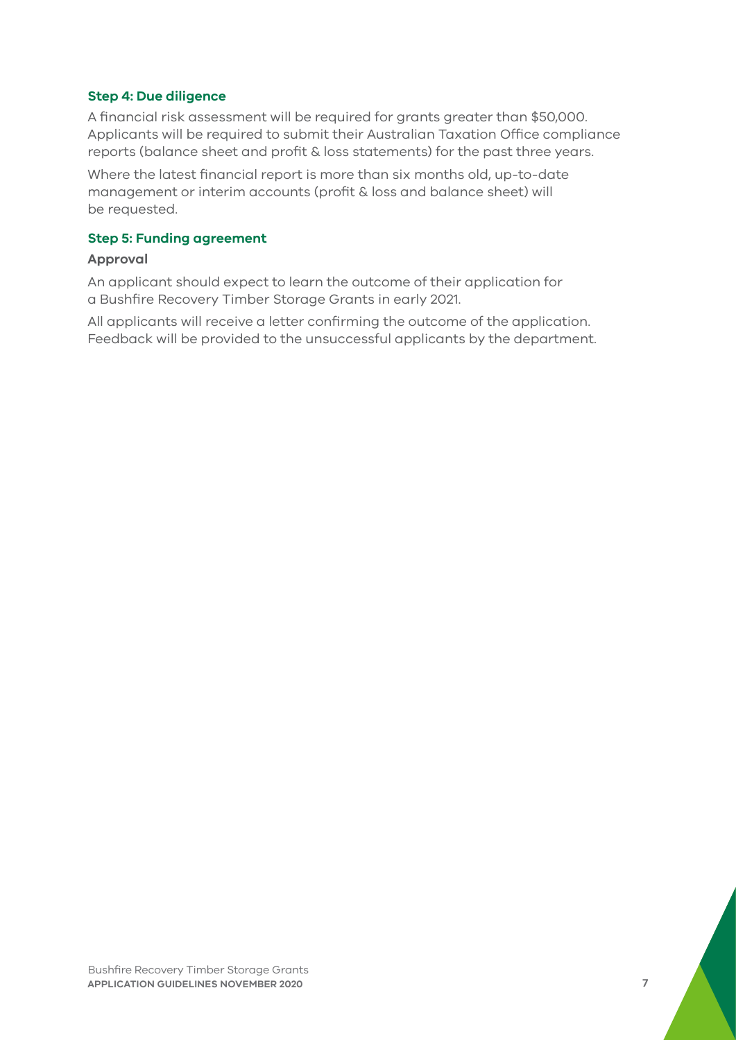### Step 4: Due diligence

A financial risk assessment will be required for grants greater than $50,000. Applicants will be required to submit their Australian Taxation Office compliance reports (balance sheet and profit & loss statements) for the past three years.

Where the latest financial report is more than six months old, up-to-date management or interim accounts (profit & loss and balance sheet) will be requested.

### Step 5: Funding agreement

#### Approval

An applicant should expect to learn the outcome of their application for a Bushfire Recovery Timber Storage Grants in early 2021.

All applicants will receive a letter confirming the outcome of the application. Feedback will be provided to the unsuccessful applicants by the department.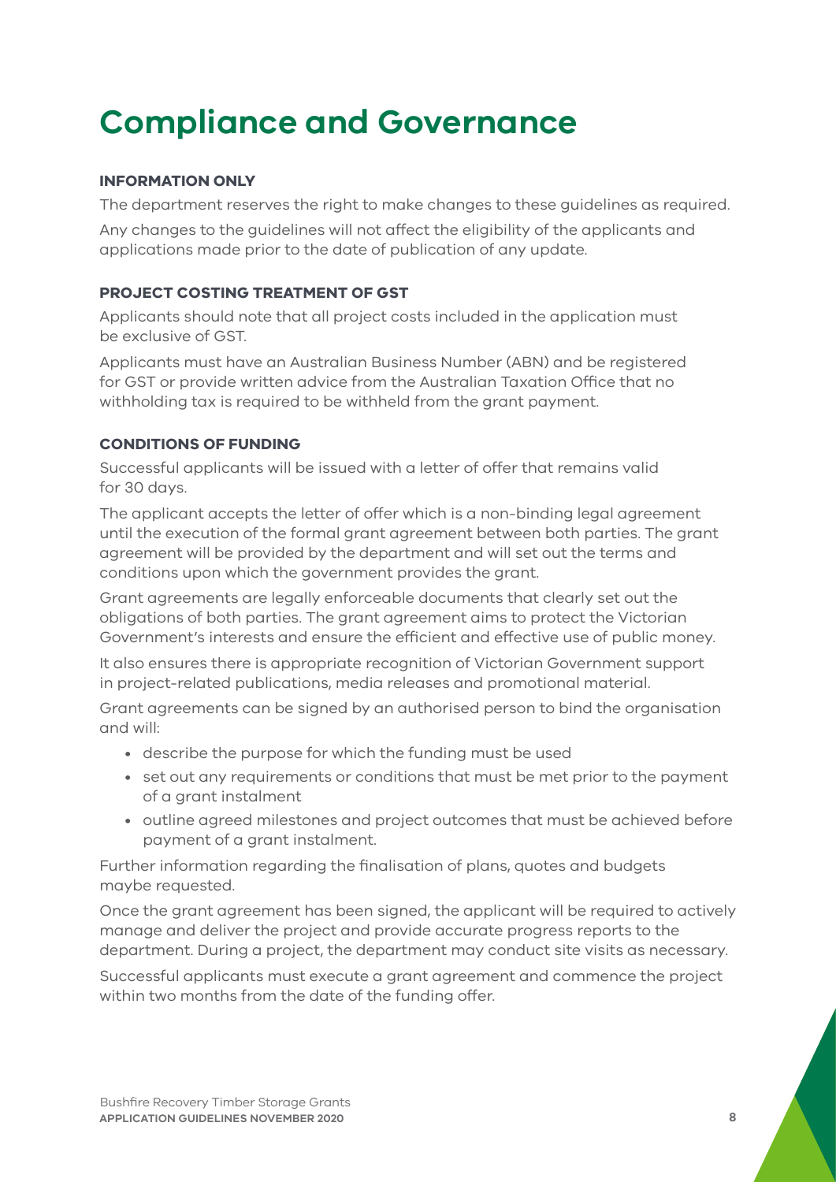# Compliance and Governance

### INFORMATION ONLY

The department reserves the right to make changes to these guidelines as required.

Any changes to the guidelines will not affect the eligibility of the applicants and applications made prior to the date of publication of any update.

### PROJECT COSTING TREATMENT OF GST

Applicants should note that all project costs included in the application must be exclusive of GST.

Applicants must have an Australian Business Number (ABN) and be registered for GST or provide written advice from the Australian Taxation Office that no withholding tax is required to be withheld from the grant payment.

### CONDITIONS OF FUNDING

Successful applicants will be issued with a letter of offer that remains valid for 30 days.

The applicant accepts the letter of offer which is a non-binding legal agreement until the execution of the formal grant agreement between both parties. The grant agreement will be provided by the department and will set out the terms and conditions upon which the government provides the grant.

Grant agreements are legally enforceable documents that clearly set out the obligations of both parties. The grant agreement aims to protect the Victorian Government's interests and ensure the efficient and effective use of public money.

It also ensures there is appropriate recognition of Victorian Government support in project-related publications, media releases and promotional material.

Grant agreements can be signed by an authorised person to bind the organisation and will:

- describe the purpose for which the funding must be used
- set out any requirements or conditions that must be met prior to the payment of a grant instalment
- outline agreed milestones and project outcomes that must be achieved before payment of a grant instalment.

Further information regarding the finalisation of plans, quotes and budgets maybe requested.

Once the grant agreement has been signed, the applicant will be required to actively manage and deliver the project and provide accurate progress reports to the department. During a project, the department may conduct site visits as necessary.

Successful applicants must execute a grant agreement and commence the project within two months from the date of the funding offer.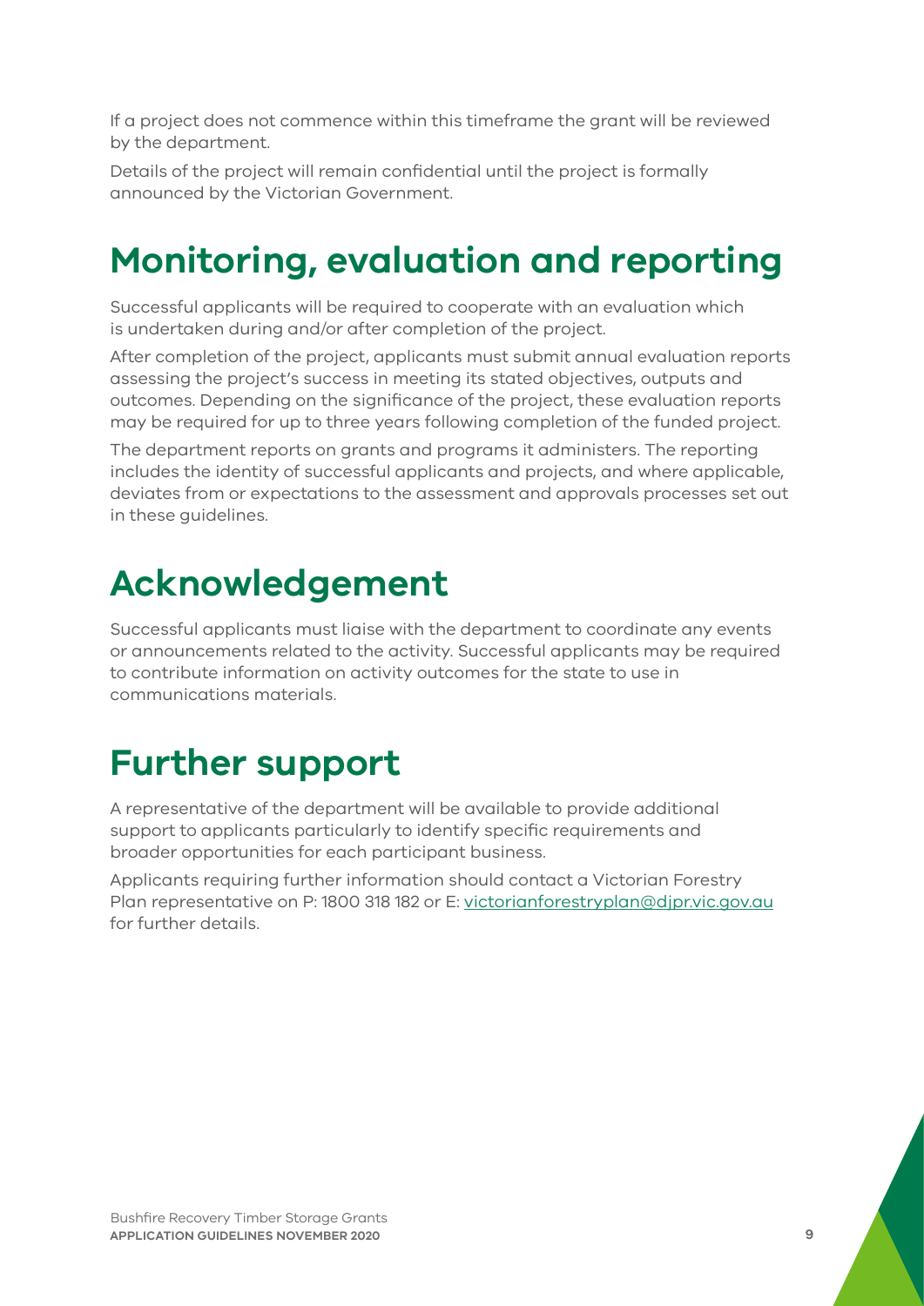If a project does not commence within this timeframe the grant will be reviewed by the department.

Details of the project will remain confidential until the project is formally announced by the Victorian Government.

# Monitoring, evaluation and reporting

Successful applicants will be required to cooperate with an evaluation which is undertaken during and/or after completion of the project.

After completion of the project, applicants must submit annual evaluation reports assessing the project's success in meeting its stated objectives, outputs and outcomes. Depending on the significance of the project, these evaluation reports may be required for up to three years following completion of the funded project.

The department reports on grants and programs it administers. The reporting includes the identity of successful applicants and projects, and where applicable, deviates from or expectations to the assessment and approvals processes set out in these guidelines.

# Acknowledgement

Successful applicants must liaise with the department to coordinate any events or announcements related to the activity. Successful applicants may be required to contribute information on activity outcomes for the state to use in communications materials.

# Further support

A representative of the department will be available to provide additional support to applicants particularly to identify specific requirements and broader opportunities for each participant business.

Applicants requiring further information should contact a Victorian Forestry Plan representative on P: 1800 318 182 or E: [victorianforestryplan@djpr.vic.gov.au](mailto:victorianforestryplan@djpr.vic.gov.au) for further details.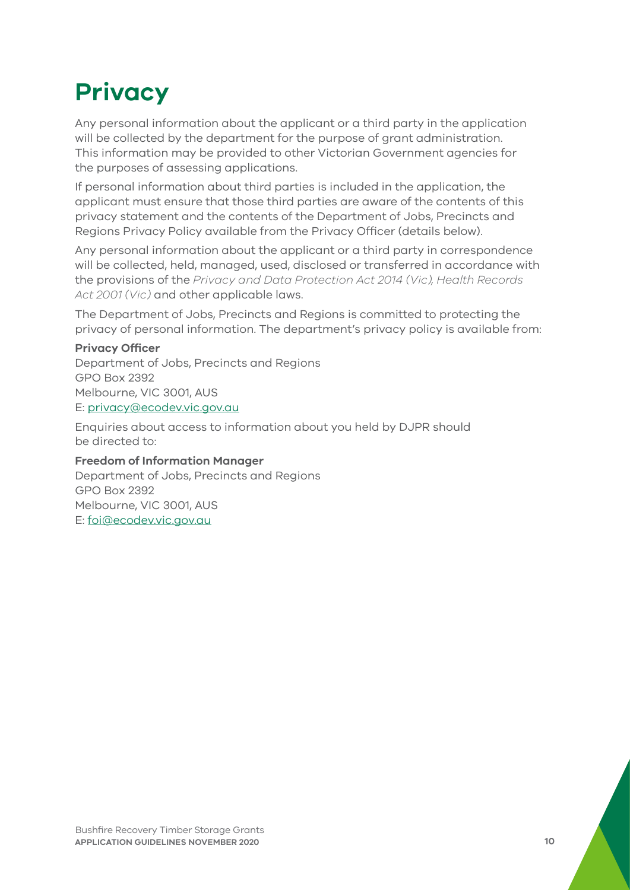# Privacy

Any personal information about the applicant or a third party in the application will be collected by the department for the purpose of grant administration. This information may be provided to other Victorian Government agencies for the purposes of assessing applications.

If personal information about third parties is included in the application, the applicant must ensure that those third parties are aware of the contents of this privacy statement and the contents of the Department of Jobs, Precincts and Regions Privacy Policy available from the Privacy Officer (details below).

Any personal information about the applicant or a third party in correspondence will be collected, held, managed, used, disclosed or transferred in accordance with the provisions of the *Privacy and Data Protection Act 2014 (Vic), Health Records Act 2001 (Vic)* and other applicable laws.

The Department of Jobs, Precincts and Regions is committed to protecting the privacy of personal information. The department's privacy policy is available from:

**Privacy Officer**
Department of Jobs, Precincts and Regions
GPO Box 2392
Melbourne, VIC 3001, AUS
E: privacy@ecodev.vic.gov.au

Enquiries about access to information about you held by DJPR should be directed to:

**Freedom of Information Manager**
Department of Jobs, Precincts and Regions
GPO Box 2392
Melbourne, VIC 3001, AUS
E: foi@ecodev.vic.gov.au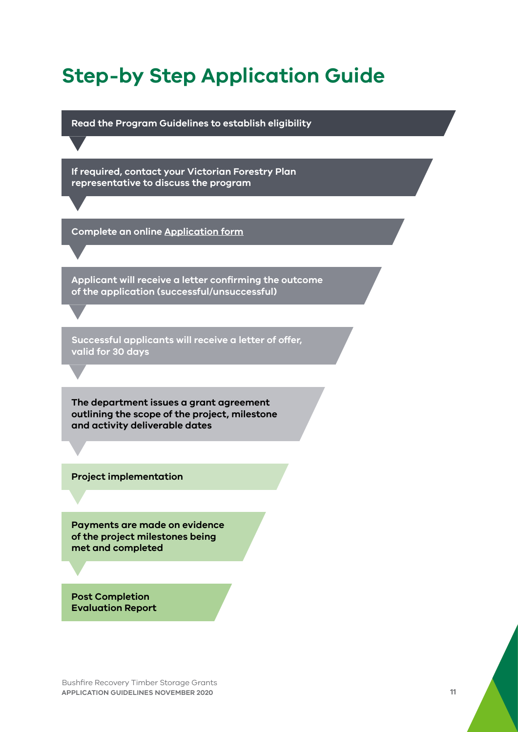# Step-by Step Application Guide

1. Read the Program Guidelines to establish eligibility
2. If required, contact your Victorian Forestry Plan representative to discuss the program
3. Complete an online Application form
4. Applicant will receive a letter confirming the outcome of the application (successful/unsuccessful)
5. Successful applicants will receive a letter of offer, valid for 30 days
6. The department issues a grant agreement outlining the scope of the project, milestone and activity deliverable dates
7. Project implementation
8. Payments are made on evidence of the project milestones being met and completed
9. Post Completion Evaluation Report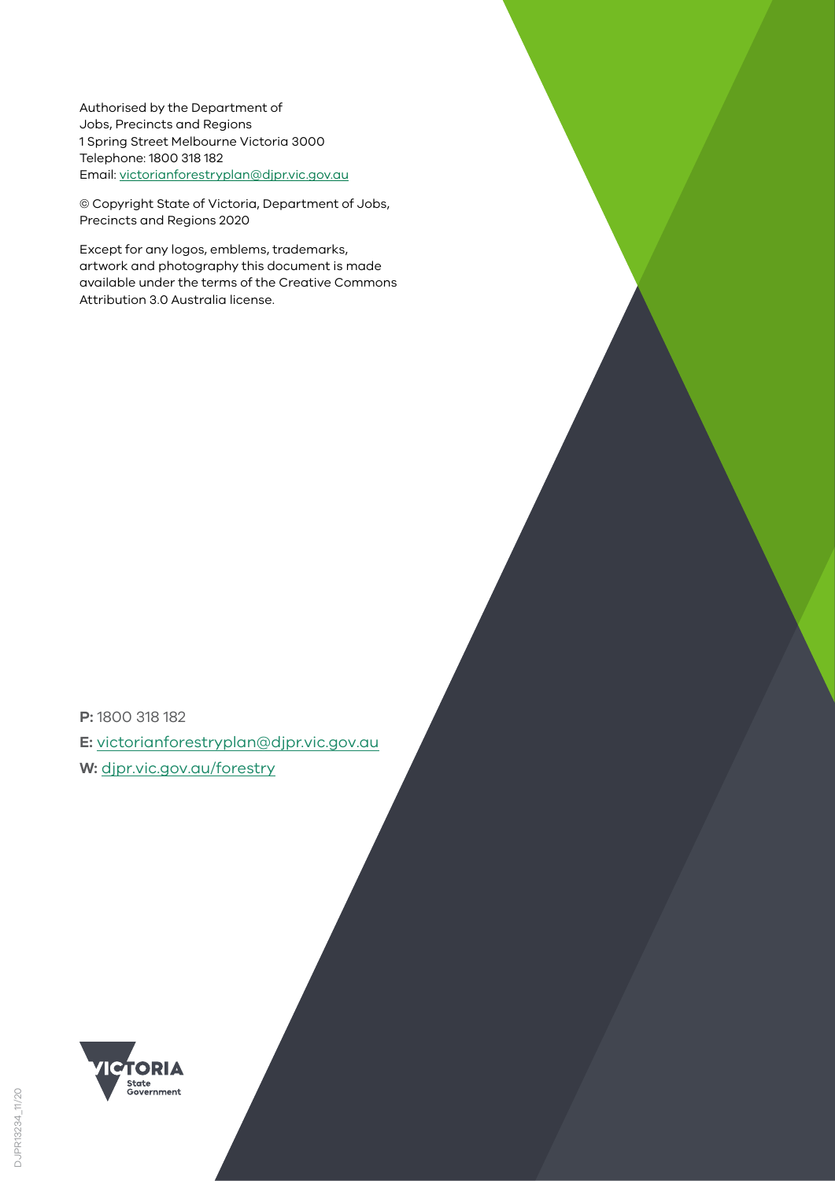Authorised by the Department of
Jobs, Precincts and Regions
1 Spring Street Melbourne Victoria 3000
Telephone: 1800 318 182
Email: victorianforestryplan@djpr.vic.gov.au

© Copyright State of Victoria, Department of Jobs, Precincts and Regions 2020

Except for any logos, emblems, trademarks, artwork and photography this document is made available under the terms of the Creative Commons Attribution 3.0 Australia license.

**P:** 1800 318 182

**E:** victorianforestryplan@djpr.vic.gov.au

**W:** djpr.vic.gov.au/forestry

VICTORIA State Government

DJPR13234_11/20